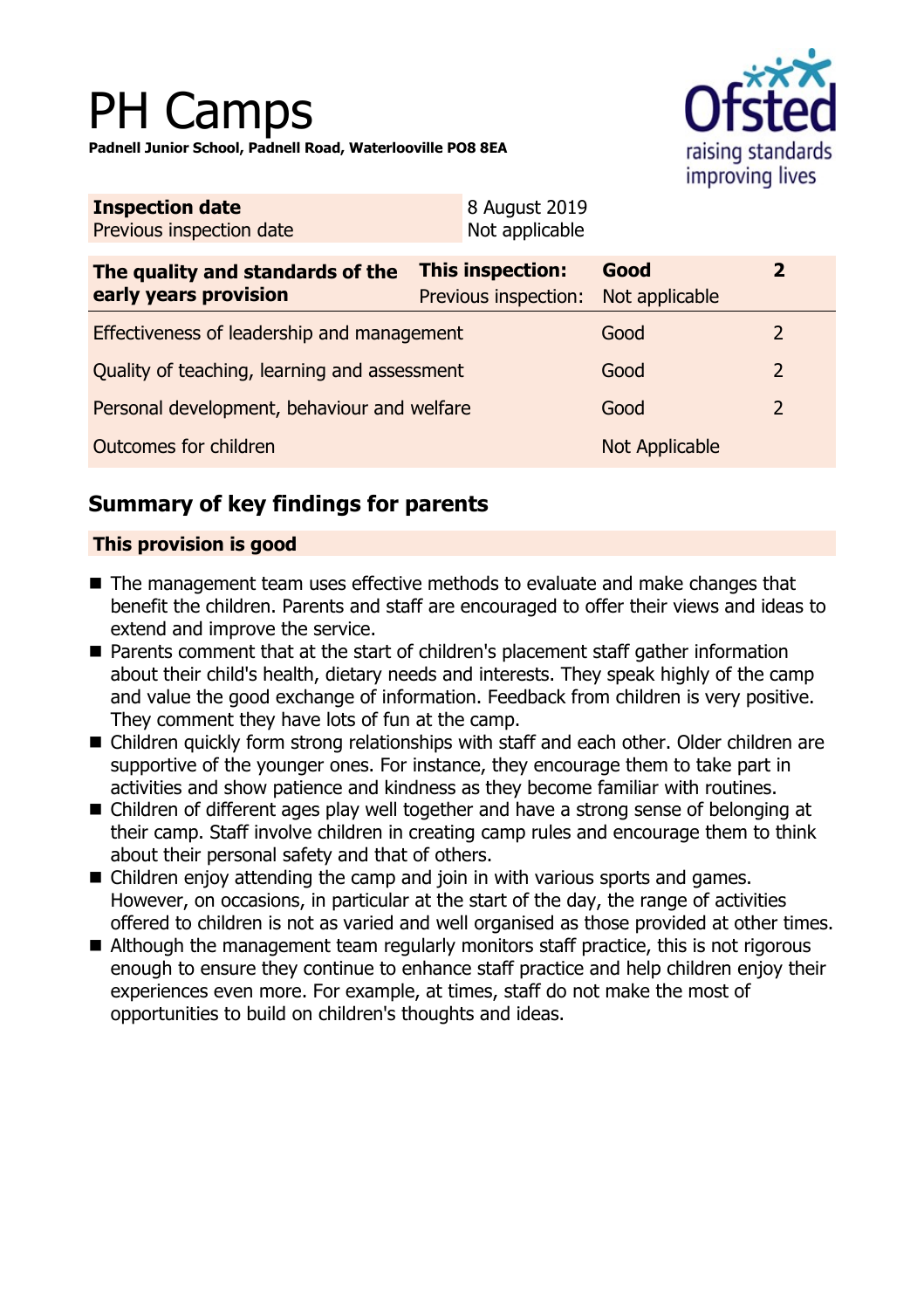# PH Camps

**Padnell Junior School, Padnell Road, Waterlooville PO8 8EA**

| **Inspection date** | 8 August 2019 |
|---|---|
| Previous inspection date | Not applicable |

| **The quality and standards of the early years provision** | **This inspection:** | **Good** | **2** |
|---|---|---|---|
| | Previous inspection: | Not applicable | |
| Effectiveness of leadership and management | | Good | 2 |
| Quality of teaching, learning and assessment | | Good | 2 |
| Personal development, behaviour and welfare | | Good | 2 |
| Outcomes for children | | Not Applicable | |

## Summary of key findings for parents

### This provision is good

- The management team uses effective methods to evaluate and make changes that benefit the children. Parents and staff are encouraged to offer their views and ideas to extend and improve the service.
- Parents comment that at the start of children's placement staff gather information about their child's health, dietary needs and interests. They speak highly of the camp and value the good exchange of information. Feedback from children is very positive. They comment they have lots of fun at the camp.
- Children quickly form strong relationships with staff and each other. Older children are supportive of the younger ones. For instance, they encourage them to take part in activities and show patience and kindness as they become familiar with routines.
- Children of different ages play well together and have a strong sense of belonging at their camp. Staff involve children in creating camp rules and encourage them to think about their personal safety and that of others.
- Children enjoy attending the camp and join in with various sports and games. However, on occasions, in particular at the start of the day, the range of activities offered to children is not as varied and well organised as those provided at other times.
- Although the management team regularly monitors staff practice, this is not rigorous enough to ensure they continue to enhance staff practice and help children enjoy their experiences even more. For example, at times, staff do not make the most of opportunities to build on children's thoughts and ideas.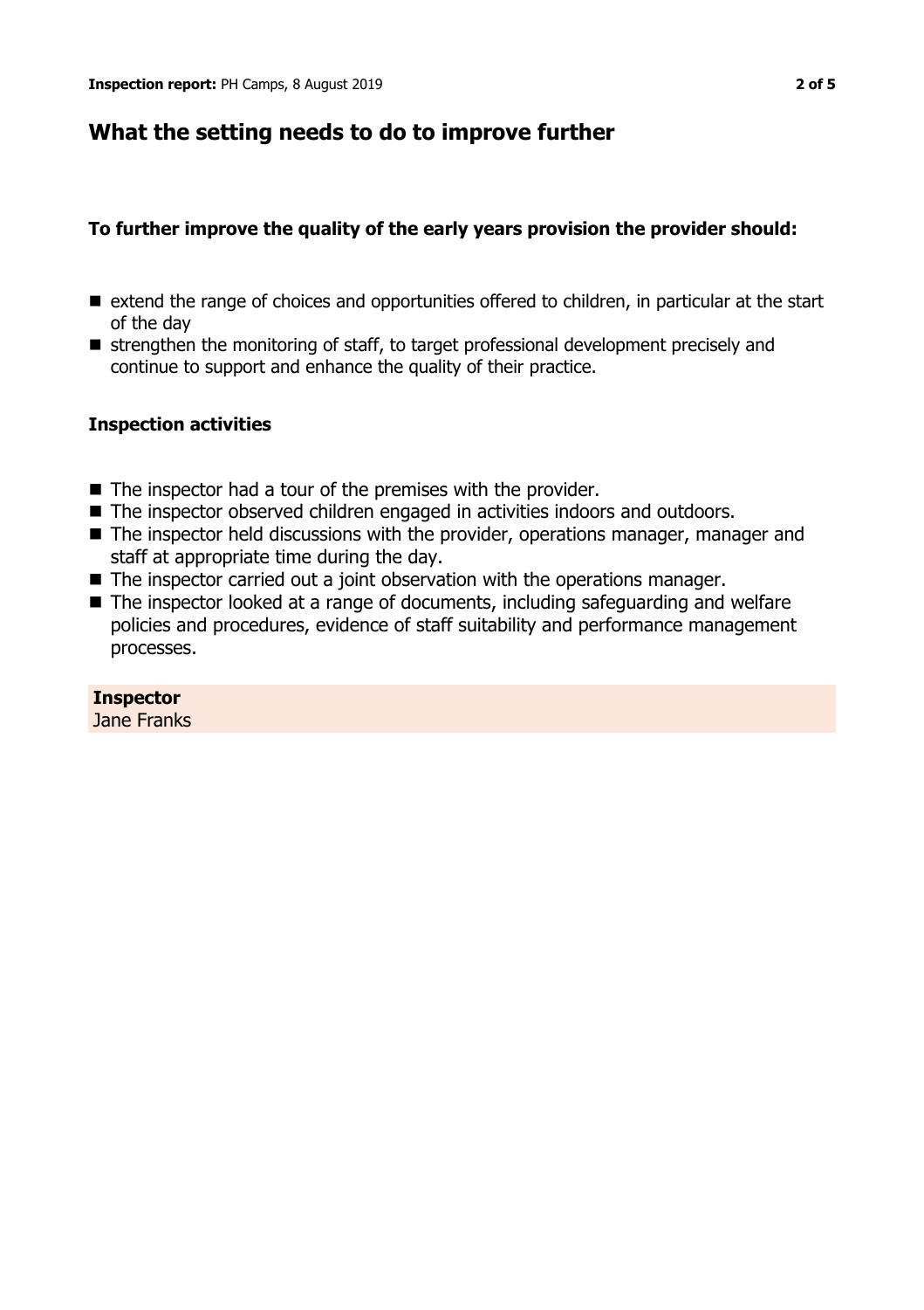## What the setting needs to do to improve further

### To further improve the quality of the early years provision the provider should:

- extend the range of choices and opportunities offered to children, in particular at the start of the day
- strengthen the monitoring of staff, to target professional development precisely and continue to support and enhance the quality of their practice.

### Inspection activities

- The inspector had a tour of the premises with the provider.
- The inspector observed children engaged in activities indoors and outdoors.
- The inspector held discussions with the provider, operations manager, manager and staff at appropriate time during the day.
- The inspector carried out a joint observation with the operations manager.
- The inspector looked at a range of documents, including safeguarding and welfare policies and procedures, evidence of staff suitability and performance management processes.

**Inspector**
Jane Franks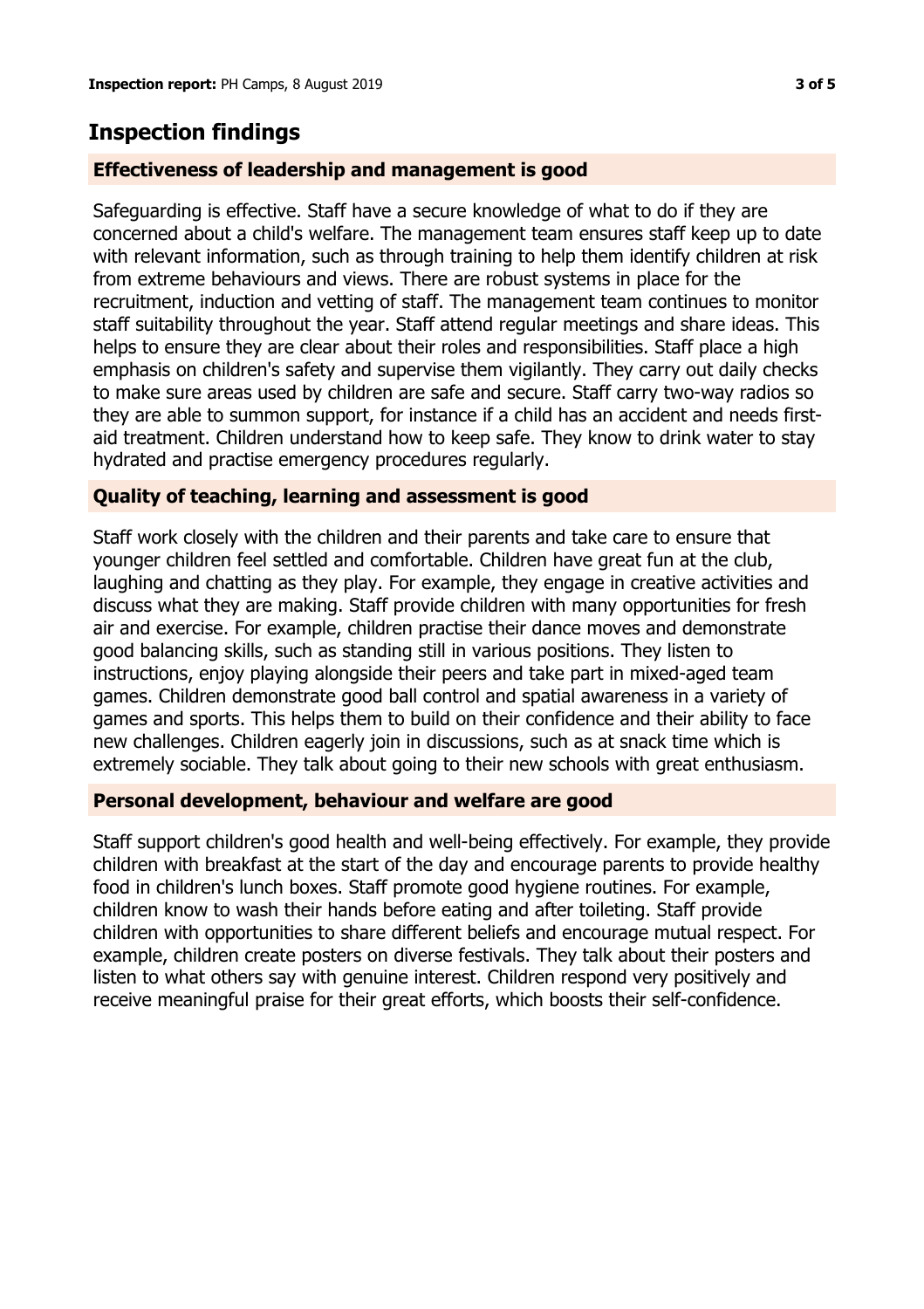## Inspection findings

### Effectiveness of leadership and management is good

Safeguarding is effective. Staff have a secure knowledge of what to do if they are concerned about a child's welfare. The management team ensures staff keep up to date with relevant information, such as through training to help them identify children at risk from extreme behaviours and views. There are robust systems in place for the recruitment, induction and vetting of staff. The management team continues to monitor staff suitability throughout the year. Staff attend regular meetings and share ideas. This helps to ensure they are clear about their roles and responsibilities. Staff place a high emphasis on children's safety and supervise them vigilantly. They carry out daily checks to make sure areas used by children are safe and secure. Staff carry two-way radios so they are able to summon support, for instance if a child has an accident and needs first-aid treatment. Children understand how to keep safe. They know to drink water to stay hydrated and practise emergency procedures regularly.

### Quality of teaching, learning and assessment is good

Staff work closely with the children and their parents and take care to ensure that younger children feel settled and comfortable. Children have great fun at the club, laughing and chatting as they play. For example, they engage in creative activities and discuss what they are making. Staff provide children with many opportunities for fresh air and exercise. For example, children practise their dance moves and demonstrate good balancing skills, such as standing still in various positions. They listen to instructions, enjoy playing alongside their peers and take part in mixed-aged team games. Children demonstrate good ball control and spatial awareness in a variety of games and sports. This helps them to build on their confidence and their ability to face new challenges. Children eagerly join in discussions, such as at snack time which is extremely sociable. They talk about going to their new schools with great enthusiasm.

### Personal development, behaviour and welfare are good

Staff support children's good health and well-being effectively. For example, they provide children with breakfast at the start of the day and encourage parents to provide healthy food in children's lunch boxes. Staff promote good hygiene routines. For example, children know to wash their hands before eating and after toileting. Staff provide children with opportunities to share different beliefs and encourage mutual respect. For example, children create posters on diverse festivals. They talk about their posters and listen to what others say with genuine interest. Children respond very positively and receive meaningful praise for their great efforts, which boosts their self-confidence.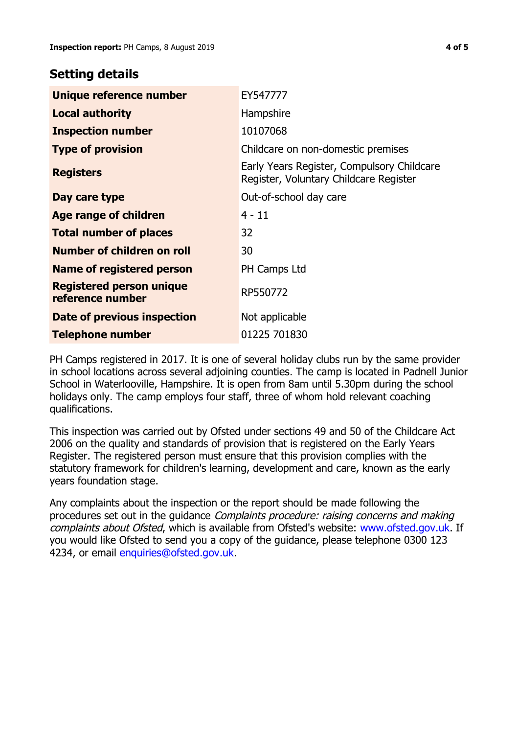## Setting details

| | |
|---|---|
| **Unique reference number** | EY547777 |
| **Local authority** | Hampshire |
| **Inspection number** | 10107068 |
| **Type of provision** | Childcare on non-domestic premises |
| **Registers** | Early Years Register, Compulsory Childcare Register, Voluntary Childcare Register |
| **Day care type** | Out-of-school day care |
| **Age range of children** | 4 - 11 |
| **Total number of places** | 32 |
| **Number of children on roll** | 30 |
| **Name of registered person** | PH Camps Ltd |
| **Registered person unique reference number** | RP550772 |
| **Date of previous inspection** | Not applicable |
| **Telephone number** | 01225 701830 |

PH Camps registered in 2017. It is one of several holiday clubs run by the same provider in school locations across several adjoining counties. The camp is located in Padnell Junior School in Waterlooville, Hampshire. It is open from 8am until 5.30pm during the school holidays only. The camp employs four staff, three of whom hold relevant coaching qualifications.

This inspection was carried out by Ofsted under sections 49 and 50 of the Childcare Act 2006 on the quality and standards of provision that is registered on the Early Years Register. The registered person must ensure that this provision complies with the statutory framework for children's learning, development and care, known as the early years foundation stage.

Any complaints about the inspection or the report should be made following the procedures set out in the guidance *Complaints procedure: raising concerns and making complaints about Ofsted*, which is available from Ofsted's website: www.ofsted.gov.uk. If you would like Ofsted to send you a copy of the guidance, please telephone 0300 123 4234, or email enquiries@ofsted.gov.uk.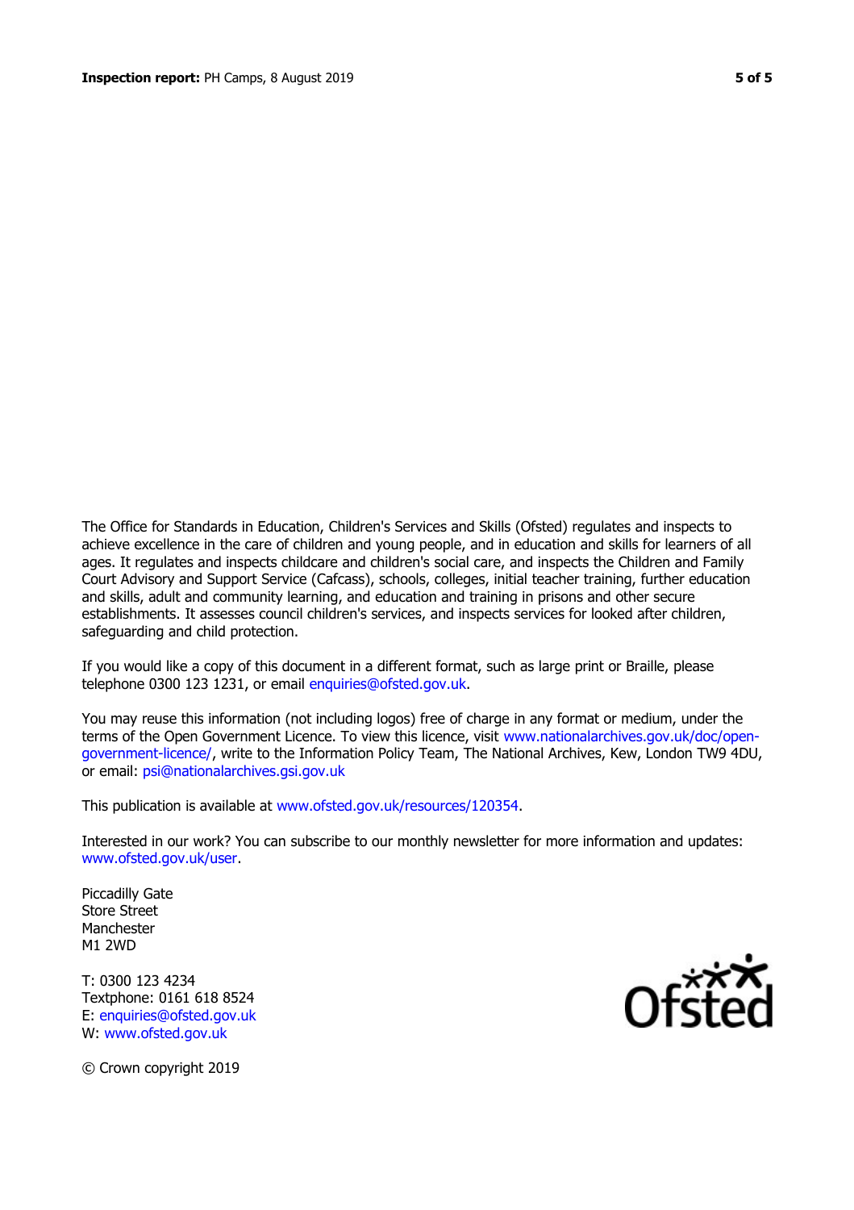The Office for Standards in Education, Children's Services and Skills (Ofsted) regulates and inspects to achieve excellence in the care of children and young people, and in education and skills for learners of all ages. It regulates and inspects childcare and children's social care, and inspects the Children and Family Court Advisory and Support Service (Cafcass), schools, colleges, initial teacher training, further education and skills, adult and community learning, and education and training in prisons and other secure establishments. It assesses council children's services, and inspects services for looked after children, safeguarding and child protection.

If you would like a copy of this document in a different format, such as large print or Braille, please telephone 0300 123 1231, or email enquiries@ofsted.gov.uk.

You may reuse this information (not including logos) free of charge in any format or medium, under the terms of the Open Government Licence. To view this licence, visit www.nationalarchives.gov.uk/doc/open-government-licence/, write to the Information Policy Team, The National Archives, Kew, London TW9 4DU, or email: psi@nationalarchives.gsi.gov.uk

This publication is available at www.ofsted.gov.uk/resources/120354.

Interested in our work? You can subscribe to our monthly newsletter for more information and updates: www.ofsted.gov.uk/user.

Piccadilly Gate
Store Street
Manchester
M1 2WD

T: 0300 123 4234
Textphone: 0161 618 8524
E: enquiries@ofsted.gov.uk
W: www.ofsted.gov.uk

© Crown copyright 2019